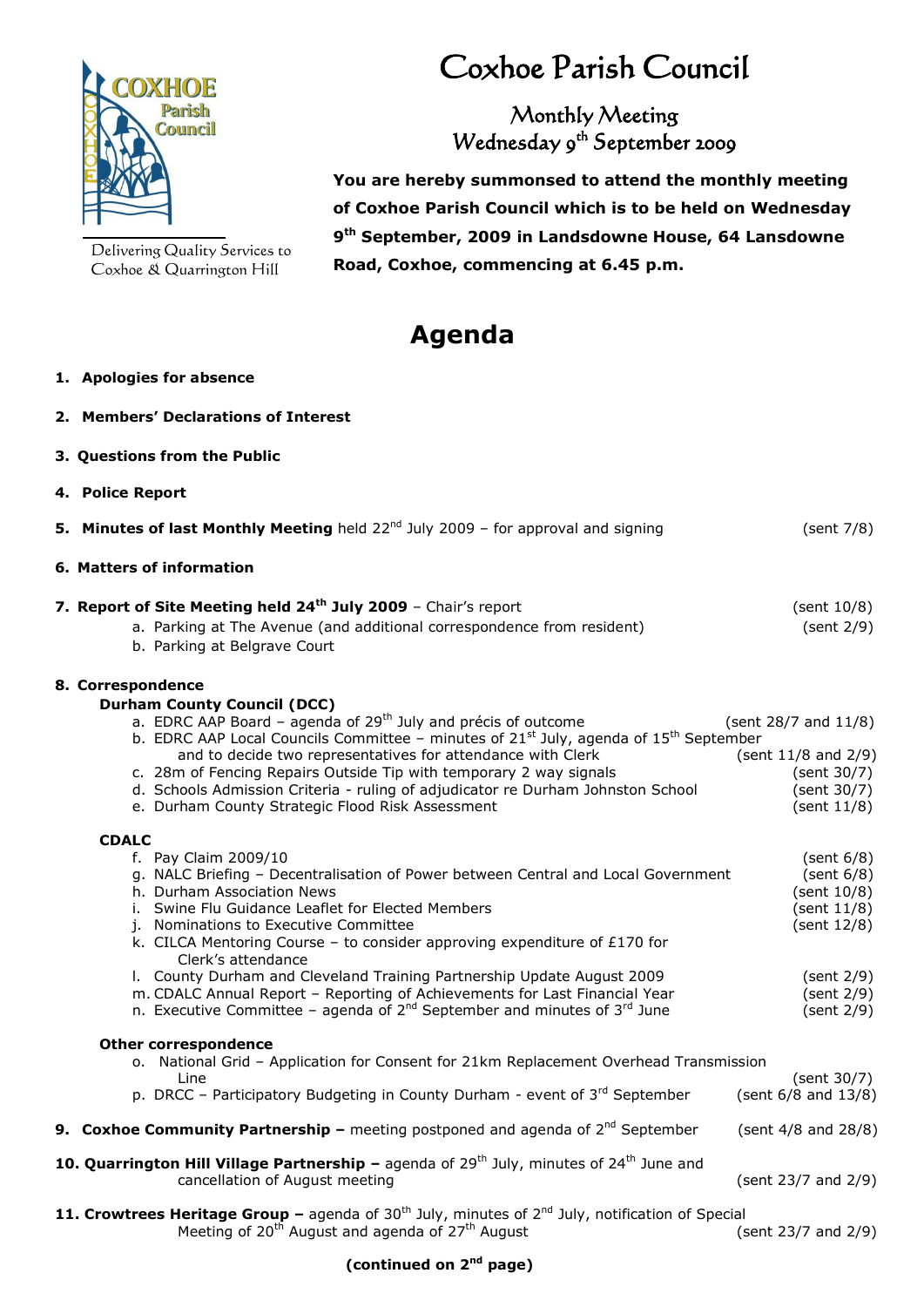# Coxhoe Parish Council

Delivering Quality Services to Coxhoe & Quarrington Hill

## Monthly Meeting
## Wednesday 9th September 2009

**You are hereby summonsed to attend the monthly meeting of Coxhoe Parish Council which is to be held on Wednesday 9th September, 2009 in Landsdowne House, 64 Lansdowne Road, Coxhoe, commencing at 6.45 p.m.**

# Agenda

1. **Apologies for absence**

2. **Members' Declarations of Interest**

3. **Questions from the Public**

4. **Police Report**

5. **Minutes of last Monthly Meeting** held 22nd July 2009 – for approval and signing (sent 7/8)

6. **Matters of information**

7. **Report of Site Meeting held 24th July 2009** – Chair's report (sent 10/8)
   a. Parking at The Avenue (and additional correspondence from resident) (sent 2/9)
   b. Parking at Belgrave Court

8. **Correspondence**

   **Durham County Council (DCC)**
   a. EDRC AAP Board – agenda of 29th July and précis of outcome (sent 28/7 and 11/8)
   b. EDRC AAP Local Councils Committee – minutes of 21st July, agenda of 15th September and to decide two representatives for attendance with Clerk (sent 11/8 and 2/9)
   c. 28m of Fencing Repairs Outside Tip with temporary 2 way signals (sent 30/7)
   d. Schools Admission Criteria - ruling of adjudicator re Durham Johnston School (sent 30/7)
   e. Durham County Strategic Flood Risk Assessment (sent 11/8)

   **CDALC**
   f. Pay Claim 2009/10 (sent 6/8)
   g. NALC Briefing – Decentralisation of Power between Central and Local Government (sent 6/8)
   h. Durham Association News (sent 10/8)
   i. Swine Flu Guidance Leaflet for Elected Members (sent 11/8)
   j. Nominations to Executive Committee (sent 12/8)
   k. CILCA Mentoring Course – to consider approving expenditure of £170 for Clerk's attendance
   l. County Durham and Cleveland Training Partnership Update August 2009 (sent 2/9)
   m. CDALC Annual Report – Reporting of Achievements for Last Financial Year (sent 2/9)
   n. Executive Committee – agenda of 2nd September and minutes of 3rd June (sent 2/9)

   **Other correspondence**
   o. National Grid – Application for Consent for 21km Replacement Overhead Transmission Line (sent 30/7)
   p. DRCC – Participatory Budgeting in County Durham - event of 3rd September (sent 6/8 and 13/8)

9. **Coxhoe Community Partnership –** meeting postponed and agenda of 2nd September (sent 4/8 and 28/8)

10. **Quarrington Hill Village Partnership –** agenda of 29th July, minutes of 24th June and cancellation of August meeting (sent 23/7 and 2/9)

11. **Crowtrees Heritage Group –** agenda of 30th July, minutes of 2nd July, notification of Special Meeting of 20th August and agenda of 27th August (sent 23/7 and 2/9)

**(continued on 2nd page)**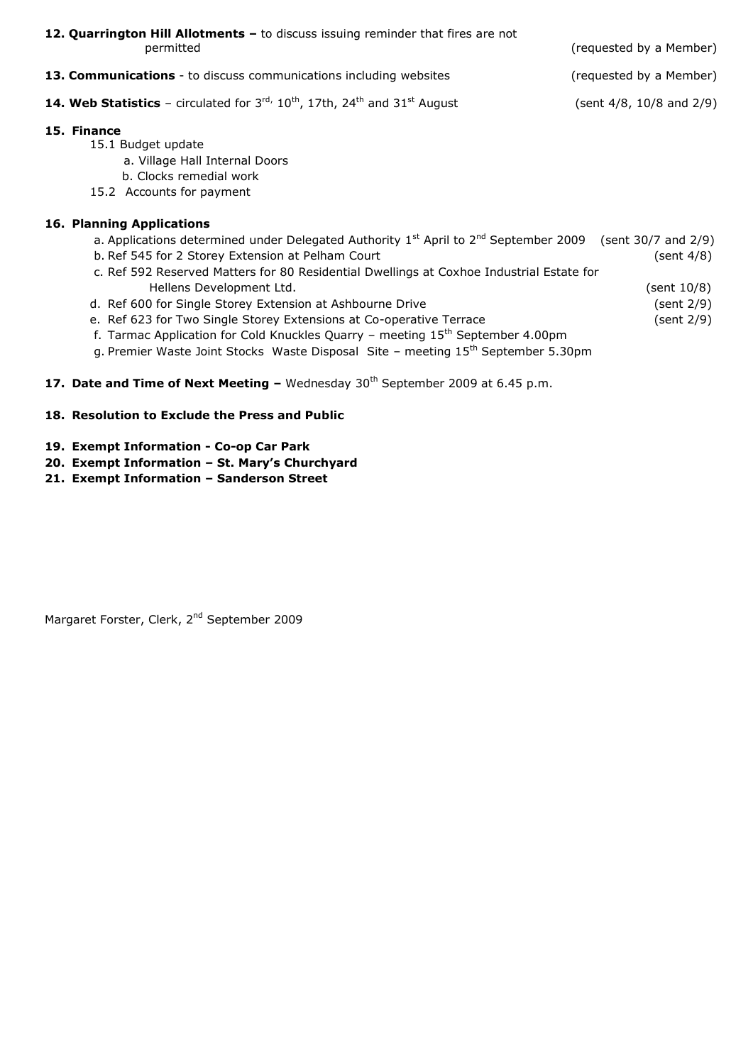**12. Quarrington Hill Allotments –** to discuss issuing reminder that fires are not permitted (requested by a Member)

**13. Communications** - to discuss communications including websites (requested by a Member)

**14. Web Statistics** – circulated for 3rd, 10th, 17th, 24th and 31st August (sent 4/8, 10/8 and 2/9)

**15. Finance**

- 15.1 Budget update
  - a. Village Hall Internal Doors
  - b. Clocks remedial work
- 15.2 Accounts for payment

**16. Planning Applications**

- a. Applications determined under Delegated Authority 1st April to 2nd September 2009 (sent 30/7 and 2/9)
- b. Ref 545 for 2 Storey Extension at Pelham Court (sent 4/8)
- c. Ref 592 Reserved Matters for 80 Residential Dwellings at Coxhoe Industrial Estate for Hellens Development Ltd. (sent 10/8)
- d. Ref 600 for Single Storey Extension at Ashbourne Drive (sent 2/9)
- e. Ref 623 for Two Single Storey Extensions at Co-operative Terrace (sent 2/9)
- f. Tarmac Application for Cold Knuckles Quarry – meeting 15th September 4.00pm
- g. Premier Waste Joint Stocks Waste Disposal Site – meeting 15th September 5.30pm

**17. Date and Time of Next Meeting –** Wednesday 30th September 2009 at 6.45 p.m.

**18. Resolution to Exclude the Press and Public**

**19. Exempt Information - Co-op Car Park**

**20. Exempt Information – St. Mary's Churchyard**

**21. Exempt Information – Sanderson Street**

Margaret Forster, Clerk, 2nd September 2009